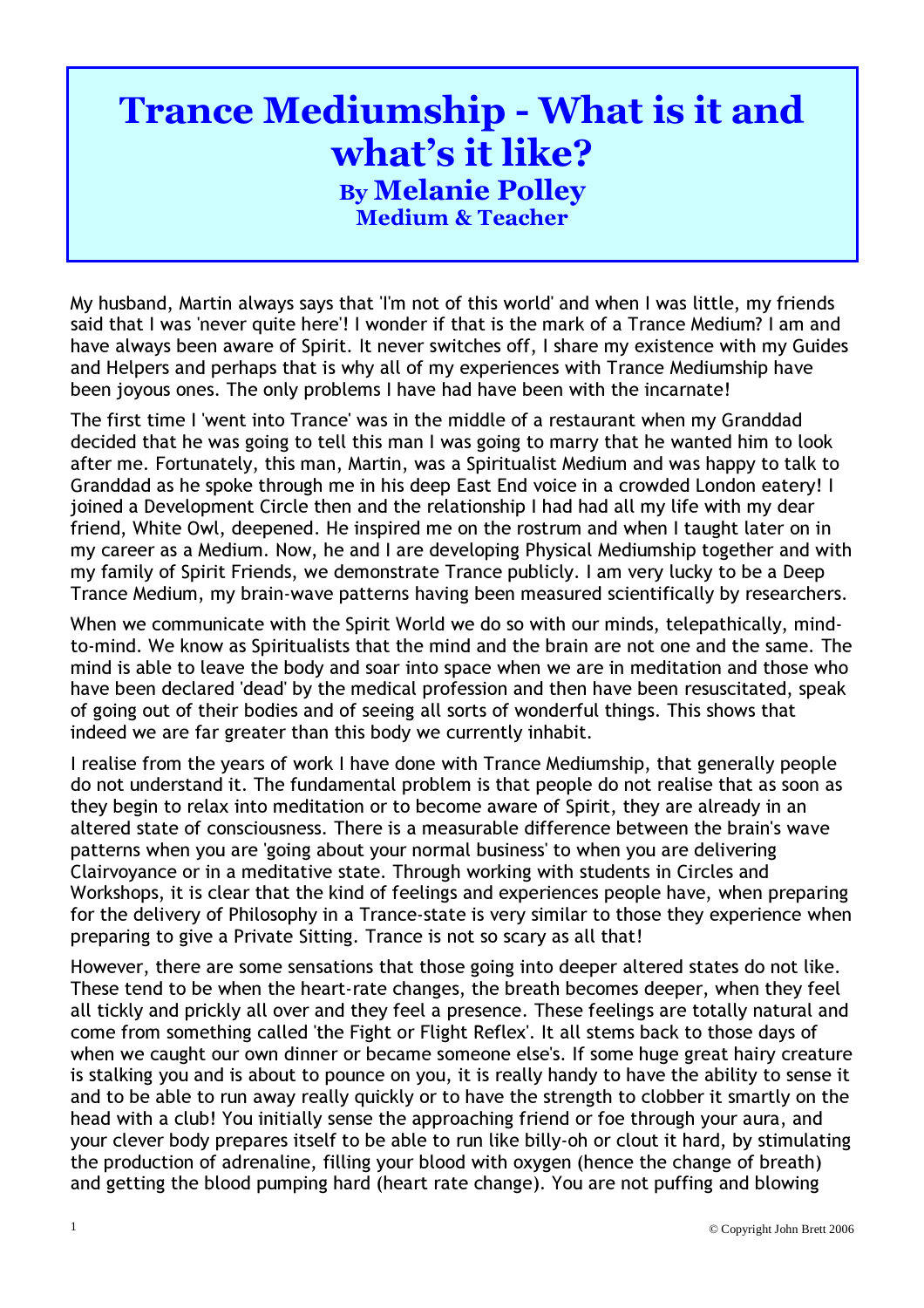# Trance Mediumship - What is it and what's it like?

## By Melanie Polley

### Medium & Teacher

My husband, Martin always says that 'I'm not of this world' and when I was little, my friends said that I was 'never quite here'! I wonder if that is the mark of a Trance Medium? I am and have always been aware of Spirit. It never switches off, I share my existence with my Guides and Helpers and perhaps that is why all of my experiences with Trance Mediumship have been joyous ones. The only problems I have had have been with the incarnate!

The first time I 'went into Trance' was in the middle of a restaurant when my Granddad decided that he was going to tell this man I was going to marry that he wanted him to look after me. Fortunately, this man, Martin, was a Spiritualist Medium and was happy to talk to Granddad as he spoke through me in his deep East End voice in a crowded London eatery! I joined a Development Circle then and the relationship I had had all my life with my dear friend, White Owl, deepened. He inspired me on the rostrum and when I taught later on in my career as a Medium. Now, he and I are developing Physical Mediumship together and with my family of Spirit Friends, we demonstrate Trance publicly. I am very lucky to be a Deep Trance Medium, my brain-wave patterns having been measured scientifically by researchers.

When we communicate with the Spirit World we do so with our minds, telepathically, mind-to-mind. We know as Spiritualists that the mind and the brain are not one and the same. The mind is able to leave the body and soar into space when we are in meditation and those who have been declared 'dead' by the medical profession and then have been resuscitated, speak of going out of their bodies and of seeing all sorts of wonderful things. This shows that indeed we are far greater than this body we currently inhabit.

I realise from the years of work I have done with Trance Mediumship, that generally people do not understand it. The fundamental problem is that people do not realise that as soon as they begin to relax into meditation or to become aware of Spirit, they are already in an altered state of consciousness. There is a measurable difference between the brain's wave patterns when you are 'going about your normal business' to when you are delivering Clairvoyance or in a meditative state. Through working with students in Circles and Workshops, it is clear that the kind of feelings and experiences people have, when preparing for the delivery of Philosophy in a Trance-state is very similar to those they experience when preparing to give a Private Sitting. Trance is not so scary as all that!

However, there are some sensations that those going into deeper altered states do not like. These tend to be when the heart-rate changes, the breath becomes deeper, when they feel all tickly and prickly all over and they feel a presence. These feelings are totally natural and come from something called 'the Fight or Flight Reflex'. It all stems back to those days of when we caught our own dinner or became someone else's. If some huge great hairy creature is stalking you and is about to pounce on you, it is really handy to have the ability to sense it and to be able to run away really quickly or to have the strength to clobber it smartly on the head with a club! You initially sense the approaching friend or foe through your aura, and your clever body prepares itself to be able to run like billy-oh or clout it hard, by stimulating the production of adrenaline, filling your blood with oxygen (hence the change of breath) and getting the blood pumping hard (heart rate change). You are not puffing and blowing

© Copyright John Brett 2006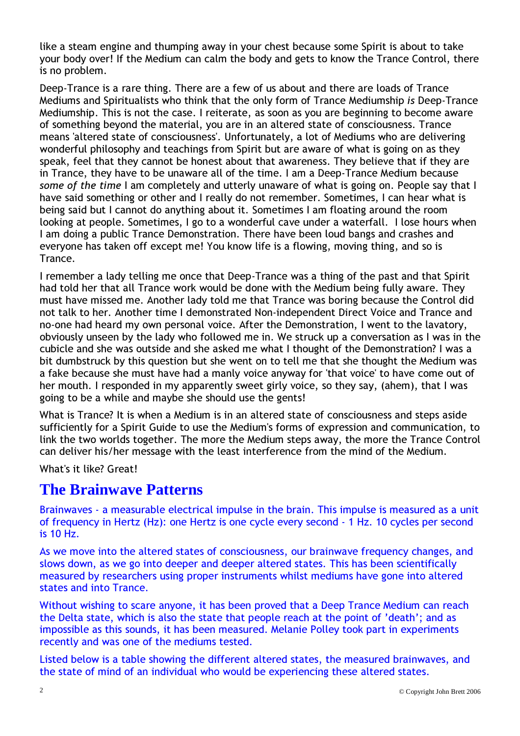like a steam engine and thumping away in your chest because some Spirit is about to take your body over! If the Medium can calm the body and gets to know the Trance Control, there is no problem.

Deep-Trance is a rare thing. There are a few of us about and there are loads of Trance Mediums and Spiritualists who think that the only form of Trance Mediumship *is* Deep-Trance Mediumship. This is not the case. I reiterate, as soon as you are beginning to become aware of something beyond the material, you are in an altered state of consciousness. Trance means 'altered state of consciousness'. Unfortunately, a lot of Mediums who are delivering wonderful philosophy and teachings from Spirit but are aware of what is going on as they speak, feel that they cannot be honest about that awareness. They believe that if they are in Trance, they have to be unaware all of the time. I am a Deep-Trance Medium because *some of the time* I am completely and utterly unaware of what is going on. People say that I have said something or other and I really do not remember. Sometimes, I can hear what is being said but I cannot do anything about it. Sometimes I am floating around the room looking at people. Sometimes, I go to a wonderful cave under a waterfall. I lose hours when I am doing a public Trance Demonstration. There have been loud bangs and crashes and everyone has taken off except me! You know life is a flowing, moving thing, and so is Trance.

I remember a lady telling me once that Deep-Trance was a thing of the past and that Spirit had told her that all Trance work would be done with the Medium being fully aware. They must have missed me. Another lady told me that Trance was boring because the Control did not talk to her. Another time I demonstrated Non-independent Direct Voice and Trance and no-one had heard my own personal voice. After the Demonstration, I went to the lavatory, obviously unseen by the lady who followed me in. We struck up a conversation as I was in the cubicle and she was outside and she asked me what I thought of the Demonstration? I was a bit dumbstruck by this question but she went on to tell me that she thought the Medium was a fake because she must have had a manly voice anyway for 'that voice' to have come out of her mouth. I responded in my apparently sweet girly voice, so they say, (ahem), that I was going to be a while and maybe she should use the gents!

What is Trance? It is when a Medium is in an altered state of consciousness and steps aside sufficiently for a Spirit Guide to use the Medium's forms of expression and communication, to link the two worlds together. The more the Medium steps away, the more the Trance Control can deliver his/her message with the least interference from the mind of the Medium.

What's it like? Great!

## The Brainwave Patterns

Brainwaves - a measurable electrical impulse in the brain. This impulse is measured as a unit of frequency in Hertz (Hz): one Hertz is one cycle every second - 1 Hz. 10 cycles per second is 10 Hz.

As we move into the altered states of consciousness, our brainwave frequency changes, and slows down, as we go into deeper and deeper altered states. This has been scientifically measured by researchers using proper instruments whilst mediums have gone into altered states and into Trance.

Without wishing to scare anyone, it has been proved that a Deep Trance Medium can reach the Delta state, which is also the state that people reach at the point of 'death'; and as impossible as this sounds, it has been measured. Melanie Polley took part in experiments recently and was one of the mediums tested.

Listed below is a table showing the different altered states, the measured brainwaves, and the state of mind of an individual who would be experiencing these altered states.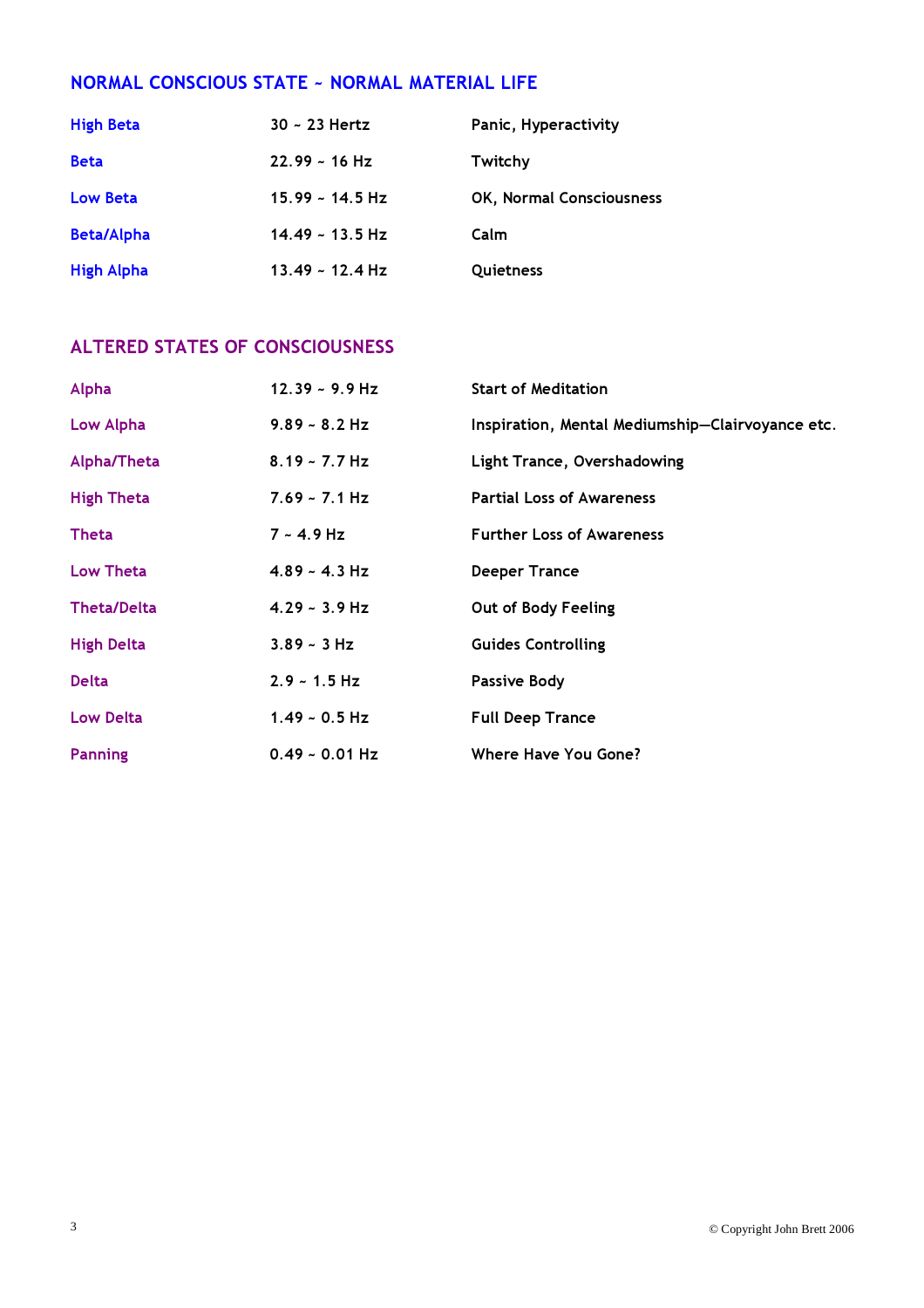## NORMAL CONSCIOUS STATE ~ NORMAL MATERIAL LIFE

| | | |
|---|---|---|
| High Beta | 30 ~ 23 Hertz | Panic, Hyperactivity |
| Beta | 22.99 ~ 16 Hz | Twitchy |
| Low Beta | 15.99 ~ 14.5 Hz | OK, Normal Consciousness |
| Beta/Alpha | 14.49 ~ 13.5 Hz | Calm |
| High Alpha | 13.49 ~ 12.4 Hz | Quietness |

## ALTERED STATES OF CONSCIOUSNESS

| | | |
|---|---|---|
| Alpha | 12.39 ~ 9.9 Hz | Start of Meditation |
| Low Alpha | 9.89 ~ 8.2 Hz | Inspiration, Mental Mediumship—Clairvoyance etc. |
| Alpha/Theta | 8.19 ~ 7.7 Hz | Light Trance, Overshadowing |
| High Theta | 7.69 ~ 7.1 Hz | Partial Loss of Awareness |
| Theta | 7 ~ 4.9 Hz | Further Loss of Awareness |
| Low Theta | 4.89 ~ 4.3 Hz | Deeper Trance |
| Theta/Delta | 4.29 ~ 3.9 Hz | Out of Body Feeling |
| High Delta | 3.89 ~ 3 Hz | Guides Controlling |
| Delta | 2.9 ~ 1.5 Hz | Passive Body |
| Low Delta | 1.49 ~ 0.5 Hz | Full Deep Trance |
| Panning | 0.49 ~ 0.01 Hz | Where Have You Gone? |

© Copyright John Brett 2006